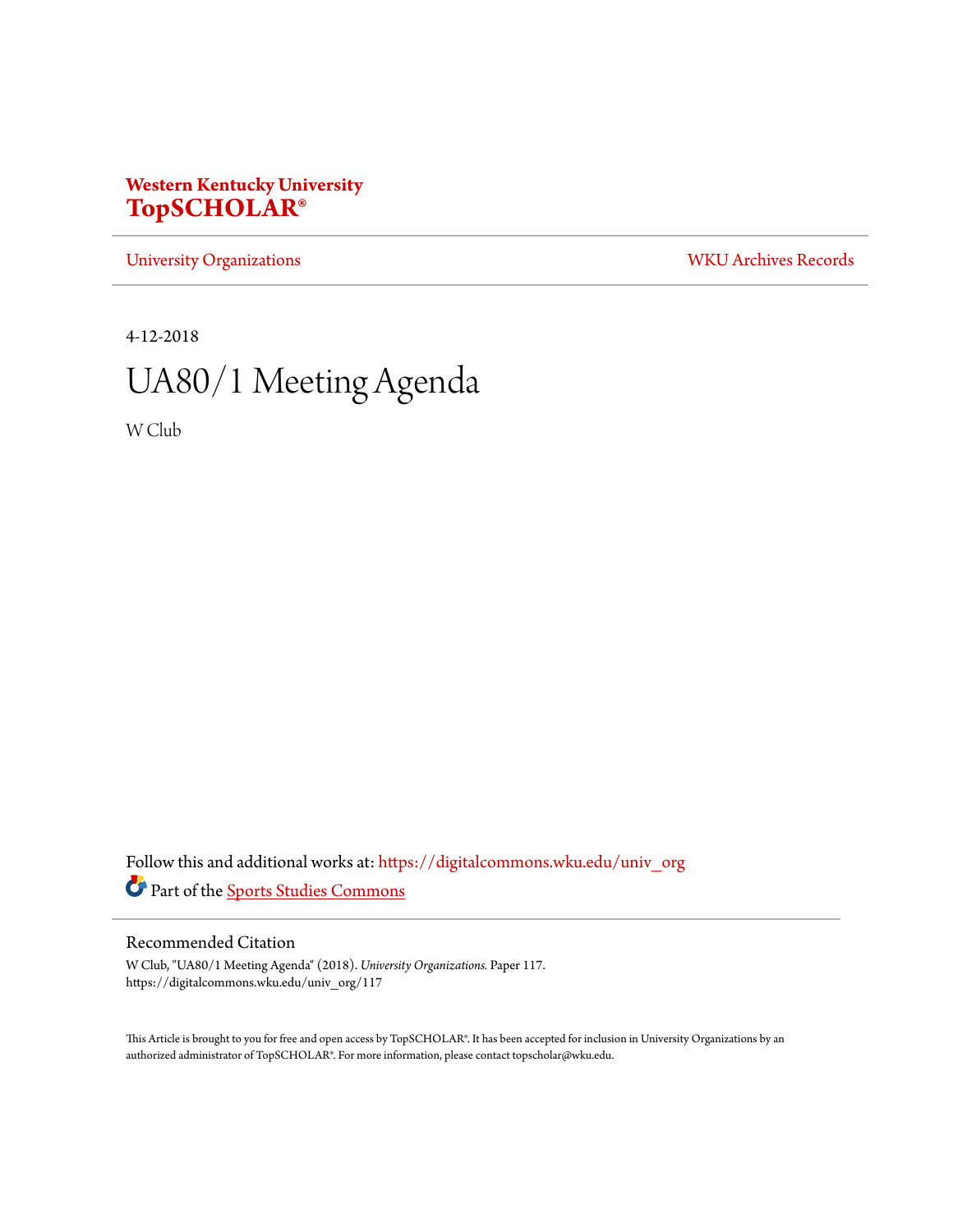Western Kentucky University
**TopSCHOLAR®**

University Organizations | WKU Archives Records

4-12-2018

# UA80/1 Meeting Agenda

W Club

Follow this and additional works at: https://digitalcommons.wku.edu/univ_org

Part of the Sports Studies Commons

## Recommended Citation

W Club, "UA80/1 Meeting Agenda" (2018). *University Organizations.* Paper 117.
https://digitalcommons.wku.edu/univ_org/117

This Article is brought to you for free and open access by TopSCHOLAR®. It has been accepted for inclusion in University Organizations by an authorized administrator of TopSCHOLAR®. For more information, please contact topscholar@wku.edu.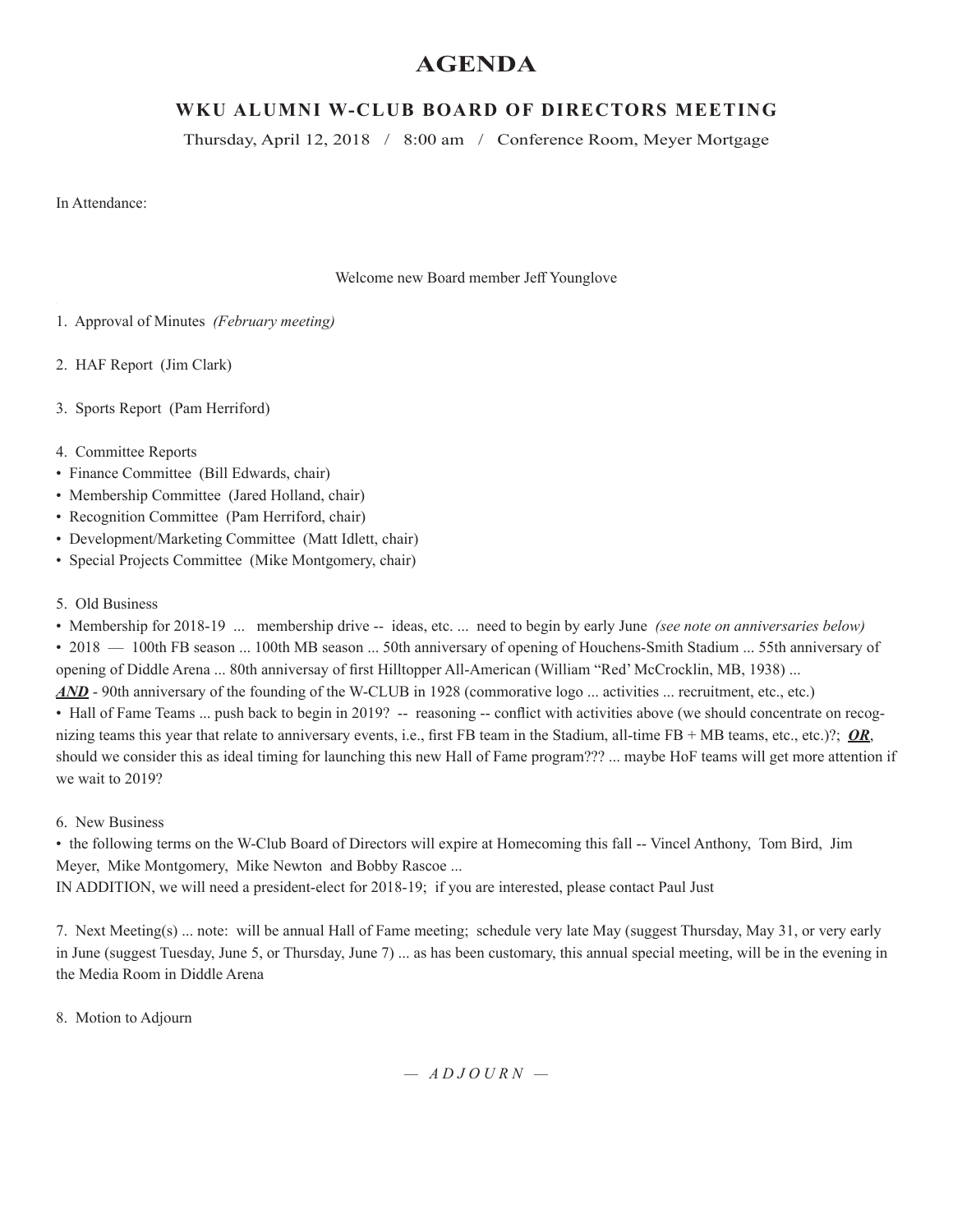# AGENDA

## WKU ALUMNI W-CLUB BOARD OF DIRECTORS MEETING

Thursday, April 12, 2018 / 8:00 am / Conference Room, Meyer Mortgage

In Attendance:

Welcome new Board member Jeff Younglove

1. Approval of Minutes *(February meeting)*

2. HAF Report (Jim Clark)

3. Sports Report (Pam Herriford)

4. Committee Reports
- Finance Committee (Bill Edwards, chair)
- Membership Committee (Jared Holland, chair)
- Recognition Committee (Pam Herriford, chair)
- Development/Marketing Committee (Matt Idlett, chair)
- Special Projects Committee (Mike Montgomery, chair)

5. Old Business
- Membership for 2018-19 ... membership drive -- ideas, etc. ... need to begin by early June *(see note on anniversaries below)*
- 2018 — 100th FB season ... 100th MB season ... 50th anniversary of opening of Houchens-Smith Stadium ... 55th anniversary of opening of Diddle Arena ... 80th anniversay of first Hilltopper All-American (William "Red' McCrocklin, MB, 1938) ... ***AND*** - 90th anniversary of the founding of the W-CLUB in 1928 (commorative logo ... activities ... recruitment, etc., etc.)
- Hall of Fame Teams ... push back to begin in 2019? -- reasoning -- conflict with activities above (we should concentrate on recognizing teams this year that relate to anniversary events, i.e., first FB team in the Stadium, all-time FB + MB teams, etc., etc.)?; ***OR***, should we consider this as ideal timing for launching this new Hall of Fame program??? ... maybe HoF teams will get more attention if we wait to 2019?

6. New Business
- the following terms on the W-Club Board of Directors will expire at Homecoming this fall -- Vincel Anthony, Tom Bird, Jim Meyer, Mike Montgomery, Mike Newton and Bobby Rascoe ...

IN ADDITION, we will need a president-elect for 2018-19; if you are interested, please contact Paul Just

7. Next Meeting(s) ... note: will be annual Hall of Fame meeting; schedule very late May (suggest Thursday, May 31, or very early in June (suggest Tuesday, June 5, or Thursday, June 7) ... as has been customary, this annual special meeting, will be in the evening in the Media Room in Diddle Arena

8. Motion to Adjourn

*— ADJOURN —*